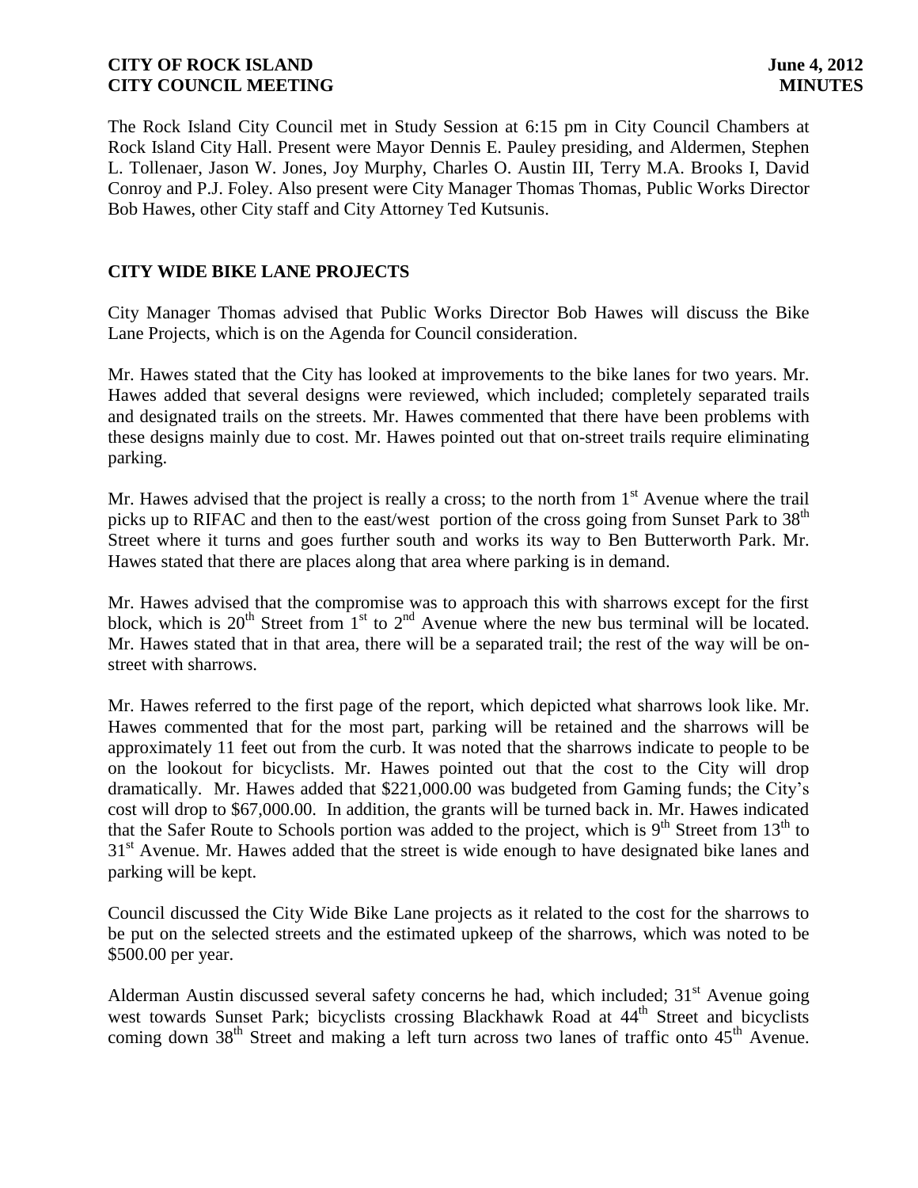The Rock Island City Council met in Study Session at 6:15 pm in City Council Chambers at Rock Island City Hall. Present were Mayor Dennis E. Pauley presiding, and Aldermen, Stephen L. Tollenaer, Jason W. Jones, Joy Murphy, Charles O. Austin III, Terry M.A. Brooks I, David Conroy and P.J. Foley. Also present were City Manager Thomas Thomas, Public Works Director Bob Hawes, other City staff and City Attorney Ted Kutsunis.

## CITY WIDE BIKE LANE PROJECTS

City Manager Thomas advised that Public Works Director Bob Hawes will discuss the Bike Lane Projects, which is on the Agenda for Council consideration.

Mr. Hawes stated that the City has looked at improvements to the bike lanes for two years. Mr. Hawes added that several designs were reviewed, which included; completely separated trails and designated trails on the streets. Mr. Hawes commented that there have been problems with these designs mainly due to cost. Mr. Hawes pointed out that on-street trails require eliminating parking.

Mr. Hawes advised that the project is really a cross; to the north from 1st Avenue where the trail picks up to RIFAC and then to the east/west portion of the cross going from Sunset Park to 38th Street where it turns and goes further south and works its way to Ben Butterworth Park. Mr. Hawes stated that there are places along that area where parking is in demand.

Mr. Hawes advised that the compromise was to approach this with sharrows except for the first block, which is 20th Street from 1st to 2nd Avenue where the new bus terminal will be located. Mr. Hawes stated that in that area, there will be a separated trail; the rest of the way will be on-street with sharrows.

Mr. Hawes referred to the first page of the report, which depicted what sharrows look like. Mr. Hawes commented that for the most part, parking will be retained and the sharrows will be approximately 11 feet out from the curb. It was noted that the sharrows indicate to people to be on the lookout for bicyclists. Mr. Hawes pointed out that the cost to the City will drop dramatically. Mr. Hawes added that $221,000.00 was budgeted from Gaming funds; the City's cost will drop to $67,000.00. In addition, the grants will be turned back in. Mr. Hawes indicated that the Safer Route to Schools portion was added to the project, which is 9th Street from 13th to 31st Avenue. Mr. Hawes added that the street is wide enough to have designated bike lanes and parking will be kept.

Council discussed the City Wide Bike Lane projects as it related to the cost for the sharrows to be put on the selected streets and the estimated upkeep of the sharrows, which was noted to be $500.00 per year.

Alderman Austin discussed several safety concerns he had, which included; 31st Avenue going west towards Sunset Park; bicyclists crossing Blackhawk Road at 44th Street and bicyclists coming down 38th Street and making a left turn across two lanes of traffic onto 45th Avenue.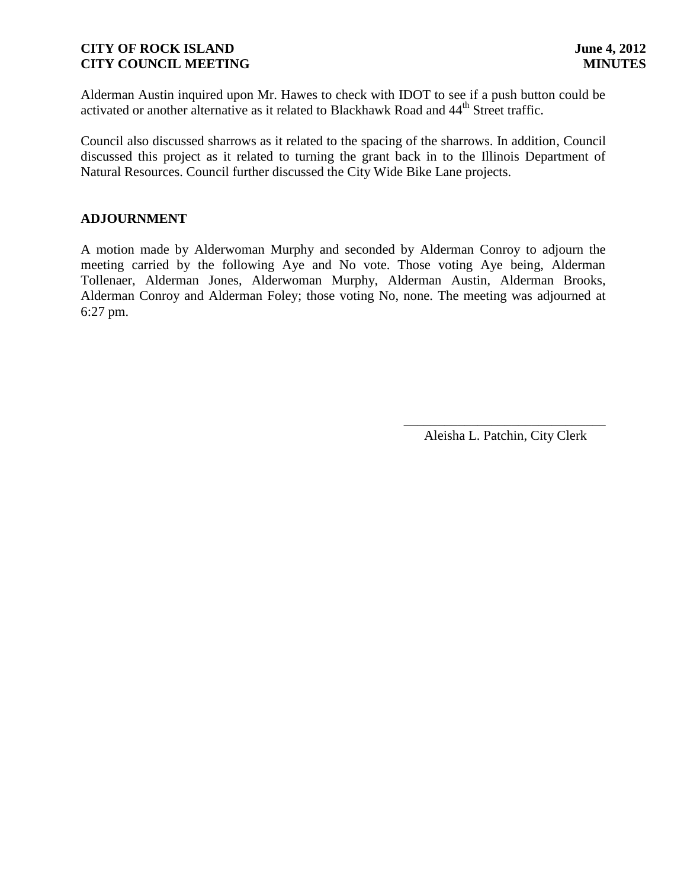Alderman Austin inquired upon Mr. Hawes to check with IDOT to see if a push button could be activated or another alternative as it related to Blackhawk Road and 44th Street traffic.

Council also discussed sharrows as it related to the spacing of the sharrows. In addition, Council discussed this project as it related to turning the grant back in to the Illinois Department of Natural Resources. Council further discussed the City Wide Bike Lane projects.

## ADJOURNMENT

A motion made by Alderwoman Murphy and seconded by Alderman Conroy to adjourn the meeting carried by the following Aye and No vote. Those voting Aye being, Alderman Tollenaer, Alderman Jones, Alderwoman Murphy, Alderman Austin, Alderman Brooks, Alderman Conroy and Alderman Foley; those voting No, none. The meeting was adjourned at 6:27 pm.

______________________________
Aleisha L. Patchin, City Clerk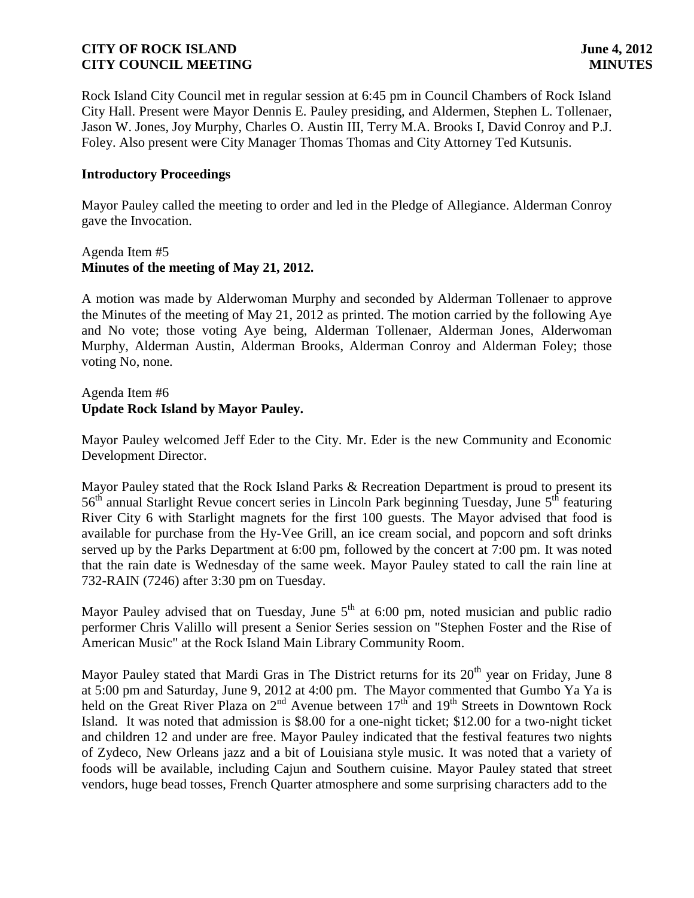Rock Island City Council met in regular session at 6:45 pm in Council Chambers of Rock Island City Hall. Present were Mayor Dennis E. Pauley presiding, and Aldermen, Stephen L. Tollenaer, Jason W. Jones, Joy Murphy, Charles O. Austin III, Terry M.A. Brooks I, David Conroy and P.J. Foley. Also present were City Manager Thomas Thomas and City Attorney Ted Kutsunis.

### Introductory Proceedings

Mayor Pauley called the meeting to order and led in the Pledge of Allegiance. Alderman Conroy gave the Invocation.

Agenda Item #5
**Minutes of the meeting of May 21, 2012.**

A motion was made by Alderwoman Murphy and seconded by Alderman Tollenaer to approve the Minutes of the meeting of May 21, 2012 as printed. The motion carried by the following Aye and No vote; those voting Aye being, Alderman Tollenaer, Alderman Jones, Alderwoman Murphy, Alderman Austin, Alderman Brooks, Alderman Conroy and Alderman Foley; those voting No, none.

Agenda Item #6
**Update Rock Island by Mayor Pauley.**

Mayor Pauley welcomed Jeff Eder to the City. Mr. Eder is the new Community and Economic Development Director.

Mayor Pauley stated that the Rock Island Parks & Recreation Department is proud to present its 56th annual Starlight Revue concert series in Lincoln Park beginning Tuesday, June 5th featuring River City 6 with Starlight magnets for the first 100 guests. The Mayor advised that food is available for purchase from the Hy-Vee Grill, an ice cream social, and popcorn and soft drinks served up by the Parks Department at 6:00 pm, followed by the concert at 7:00 pm. It was noted that the rain date is Wednesday of the same week. Mayor Pauley stated to call the rain line at 732-RAIN (7246) after 3:30 pm on Tuesday.

Mayor Pauley advised that on Tuesday, June 5th at 6:00 pm, noted musician and public radio performer Chris Valillo will present a Senior Series session on "Stephen Foster and the Rise of American Music" at the Rock Island Main Library Community Room.

Mayor Pauley stated that Mardi Gras in The District returns for its 20th year on Friday, June 8 at 5:00 pm and Saturday, June 9, 2012 at 4:00 pm. The Mayor commented that Gumbo Ya Ya is held on the Great River Plaza on 2nd Avenue between 17th and 19th Streets in Downtown Rock Island. It was noted that admission is $8.00 for a one-night ticket; $12.00 for a two-night ticket and children 12 and under are free. Mayor Pauley indicated that the festival features two nights of Zydeco, New Orleans jazz and a bit of Louisiana style music. It was noted that a variety of foods will be available, including Cajun and Southern cuisine. Mayor Pauley stated that street vendors, huge bead tosses, French Quarter atmosphere and some surprising characters add to the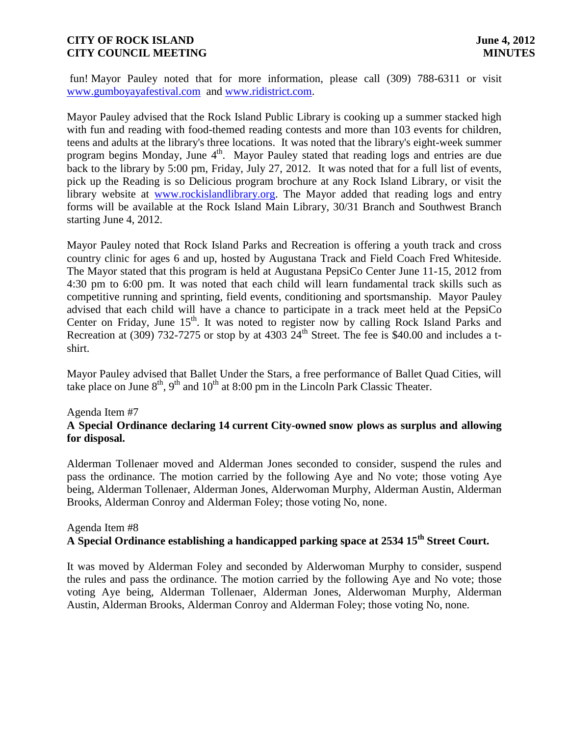fun! Mayor Pauley noted that for more information, please call (309) 788-6311 or visit www.gumboyayafestival.com and www.ridistrict.com.

Mayor Pauley advised that the Rock Island Public Library is cooking up a summer stacked high with fun and reading with food-themed reading contests and more than 103 events for children, teens and adults at the library's three locations. It was noted that the library's eight-week summer program begins Monday, June 4th. Mayor Pauley stated that reading logs and entries are due back to the library by 5:00 pm, Friday, July 27, 2012. It was noted that for a full list of events, pick up the Reading is so Delicious program brochure at any Rock Island Library, or visit the library website at www.rockislandlibrary.org. The Mayor added that reading logs and entry forms will be available at the Rock Island Main Library, 30/31 Branch and Southwest Branch starting June 4, 2012.

Mayor Pauley noted that Rock Island Parks and Recreation is offering a youth track and cross country clinic for ages 6 and up, hosted by Augustana Track and Field Coach Fred Whiteside. The Mayor stated that this program is held at Augustana PepsiCo Center June 11-15, 2012 from 4:30 pm to 6:00 pm. It was noted that each child will learn fundamental track skills such as competitive running and sprinting, field events, conditioning and sportsmanship. Mayor Pauley advised that each child will have a chance to participate in a track meet held at the PepsiCo Center on Friday, June 15th. It was noted to register now by calling Rock Island Parks and Recreation at (309) 732-7275 or stop by at 4303 24th Street. The fee is $40.00 and includes a t-shirt.

Mayor Pauley advised that Ballet Under the Stars, a free performance of Ballet Quad Cities, will take place on June 8th, 9th and 10th at 8:00 pm in the Lincoln Park Classic Theater.

Agenda Item #7
**A Special Ordinance declaring 14 current City-owned snow plows as surplus and allowing for disposal.**

Alderman Tollenaer moved and Alderman Jones seconded to consider, suspend the rules and pass the ordinance. The motion carried by the following Aye and No vote; those voting Aye being, Alderman Tollenaer, Alderman Jones, Alderwoman Murphy, Alderman Austin, Alderman Brooks, Alderman Conroy and Alderman Foley; those voting No, none.

Agenda Item #8
**A Special Ordinance establishing a handicapped parking space at 2534 15th Street Court.**

It was moved by Alderman Foley and seconded by Alderwoman Murphy to consider, suspend the rules and pass the ordinance. The motion carried by the following Aye and No vote; those voting Aye being, Alderman Tollenaer, Alderman Jones, Alderwoman Murphy, Alderman Austin, Alderman Brooks, Alderman Conroy and Alderman Foley; those voting No, none.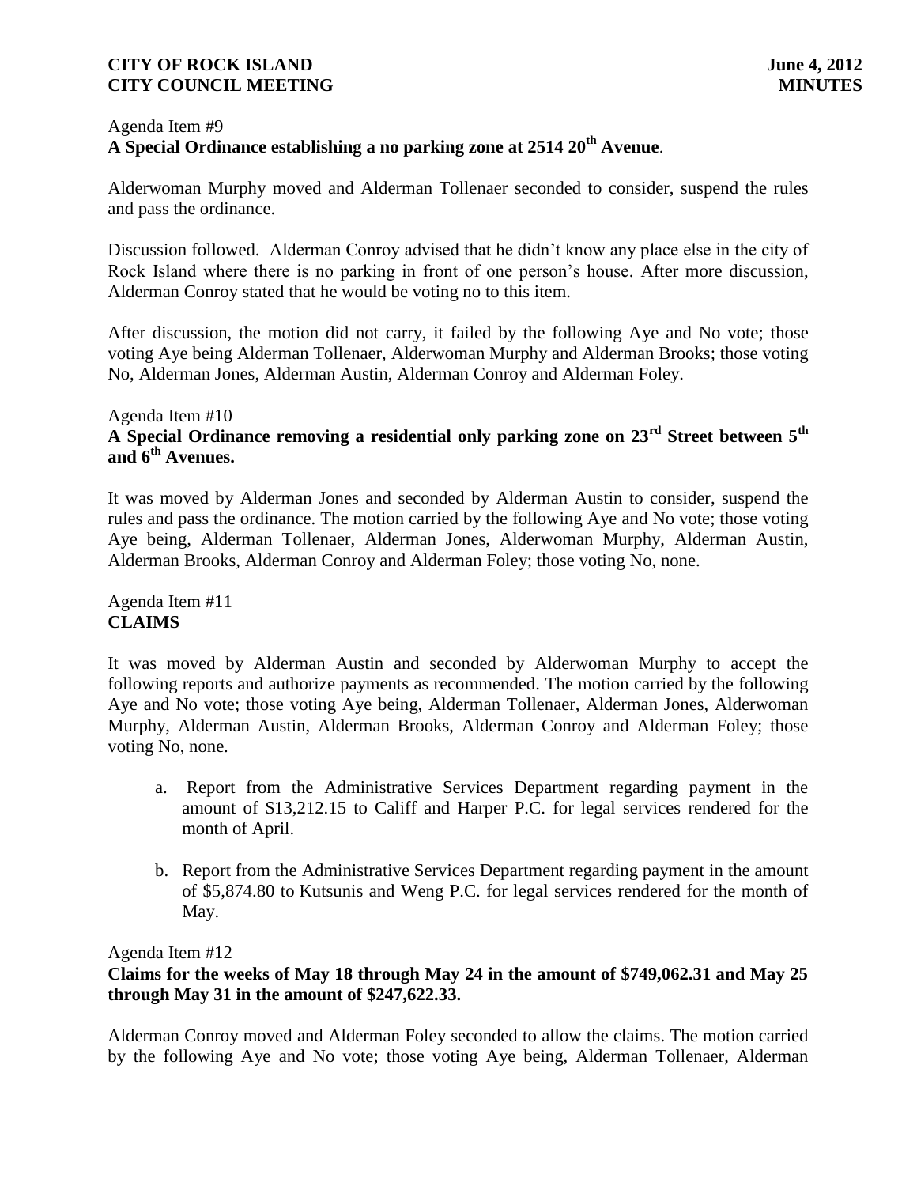Agenda Item #9

**A Special Ordinance establishing a no parking zone at 2514 20th Avenue**.

Alderwoman Murphy moved and Alderman Tollenaer seconded to consider, suspend the rules and pass the ordinance.

Discussion followed. Alderman Conroy advised that he didn't know any place else in the city of Rock Island where there is no parking in front of one person's house. After more discussion, Alderman Conroy stated that he would be voting no to this item.

After discussion, the motion did not carry, it failed by the following Aye and No vote; those voting Aye being Alderman Tollenaer, Alderwoman Murphy and Alderman Brooks; those voting No, Alderman Jones, Alderman Austin, Alderman Conroy and Alderman Foley.

Agenda Item #10

**A Special Ordinance removing a residential only parking zone on 23rd Street between 5th and 6th Avenues.**

It was moved by Alderman Jones and seconded by Alderman Austin to consider, suspend the rules and pass the ordinance. The motion carried by the following Aye and No vote; those voting Aye being, Alderman Tollenaer, Alderman Jones, Alderwoman Murphy, Alderman Austin, Alderman Brooks, Alderman Conroy and Alderman Foley; those voting No, none.

Agenda Item #11

**CLAIMS**

It was moved by Alderman Austin and seconded by Alderwoman Murphy to accept the following reports and authorize payments as recommended. The motion carried by the following Aye and No vote; those voting Aye being, Alderman Tollenaer, Alderman Jones, Alderwoman Murphy, Alderman Austin, Alderman Brooks, Alderman Conroy and Alderman Foley; those voting No, none.

a. Report from the Administrative Services Department regarding payment in the amount of $13,212.15 to Califf and Harper P.C. for legal services rendered for the month of April.

b. Report from the Administrative Services Department regarding payment in the amount of $5,874.80 to Kutsunis and Weng P.C. for legal services rendered for the month of May.

Agenda Item #12

**Claims for the weeks of May 18 through May 24 in the amount of $749,062.31 and May 25 through May 31 in the amount of $247,622.33.**

Alderman Conroy moved and Alderman Foley seconded to allow the claims. The motion carried by the following Aye and No vote; those voting Aye being, Alderman Tollenaer, Alderman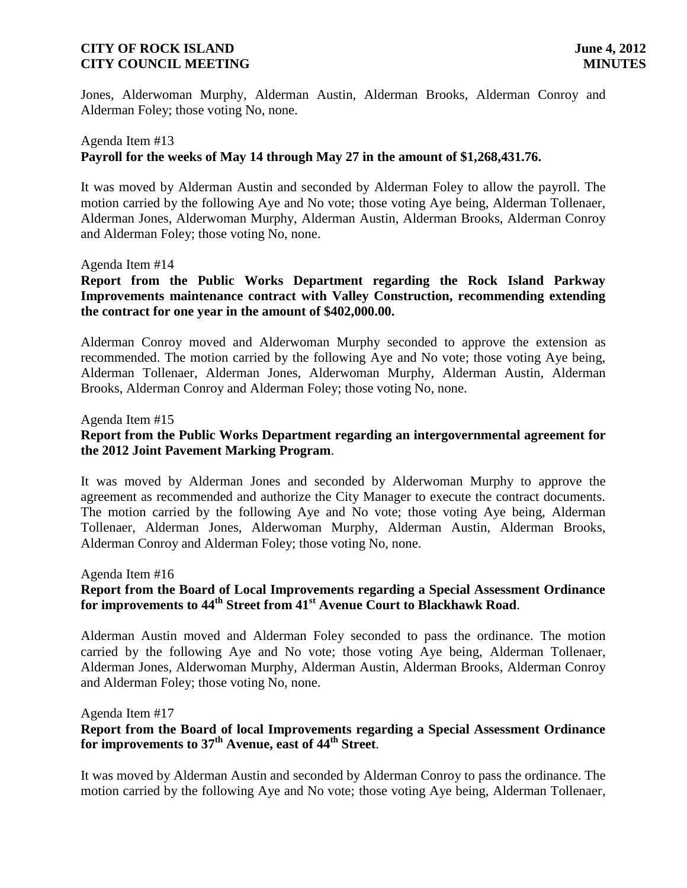Jones, Alderwoman Murphy, Alderman Austin, Alderman Brooks, Alderman Conroy and Alderman Foley; those voting No, none.

Agenda Item #13
**Payroll for the weeks of May 14 through May 27 in the amount of $1,268,431.76.**

It was moved by Alderman Austin and seconded by Alderman Foley to allow the payroll. The motion carried by the following Aye and No vote; those voting Aye being, Alderman Tollenaer, Alderman Jones, Alderwoman Murphy, Alderman Austin, Alderman Brooks, Alderman Conroy and Alderman Foley; those voting No, none.

Agenda Item #14
**Report from the Public Works Department regarding the Rock Island Parkway Improvements maintenance contract with Valley Construction, recommending extending the contract for one year in the amount of $402,000.00.**

Alderman Conroy moved and Alderwoman Murphy seconded to approve the extension as recommended. The motion carried by the following Aye and No vote; those voting Aye being, Alderman Tollenaer, Alderman Jones, Alderwoman Murphy, Alderman Austin, Alderman Brooks, Alderman Conroy and Alderman Foley; those voting No, none.

Agenda Item #15
**Report from the Public Works Department regarding an intergovernmental agreement for the 2012 Joint Pavement Marking Program**.

It was moved by Alderman Jones and seconded by Alderwoman Murphy to approve the agreement as recommended and authorize the City Manager to execute the contract documents. The motion carried by the following Aye and No vote; those voting Aye being, Alderman Tollenaer, Alderman Jones, Alderwoman Murphy, Alderman Austin, Alderman Brooks, Alderman Conroy and Alderman Foley; those voting No, none.

Agenda Item #16
**Report from the Board of Local Improvements regarding a Special Assessment Ordinance for improvements to 44th Street from 41st Avenue Court to Blackhawk Road**.

Alderman Austin moved and Alderman Foley seconded to pass the ordinance. The motion carried by the following Aye and No vote; those voting Aye being, Alderman Tollenaer, Alderman Jones, Alderwoman Murphy, Alderman Austin, Alderman Brooks, Alderman Conroy and Alderman Foley; those voting No, none.

Agenda Item #17
**Report from the Board of local Improvements regarding a Special Assessment Ordinance for improvements to 37th Avenue, east of 44th Street**.

It was moved by Alderman Austin and seconded by Alderman Conroy to pass the ordinance. The motion carried by the following Aye and No vote; those voting Aye being, Alderman Tollenaer,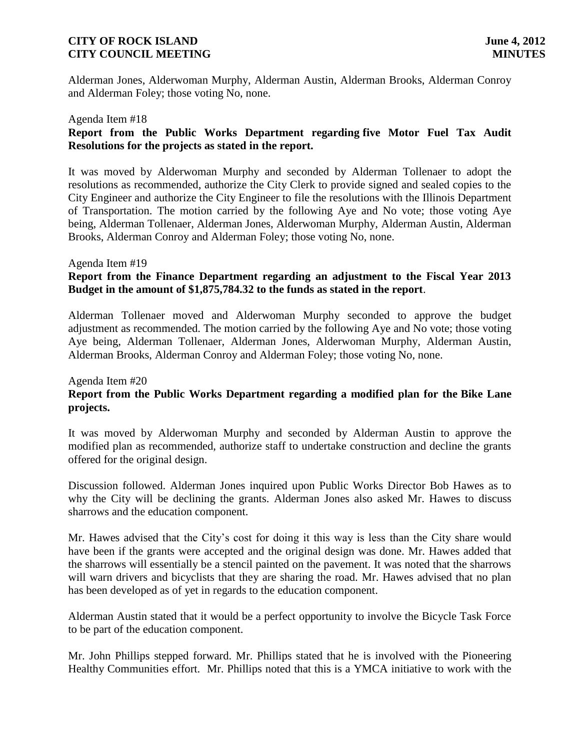Alderman Jones, Alderwoman Murphy, Alderman Austin, Alderman Brooks, Alderman Conroy and Alderman Foley; those voting No, none.

Agenda Item #18

**Report from the Public Works Department regarding five Motor Fuel Tax Audit Resolutions for the projects as stated in the report.**

It was moved by Alderwoman Murphy and seconded by Alderman Tollenaer to adopt the resolutions as recommended, authorize the City Clerk to provide signed and sealed copies to the City Engineer and authorize the City Engineer to file the resolutions with the Illinois Department of Transportation. The motion carried by the following Aye and No vote; those voting Aye being, Alderman Tollenaer, Alderman Jones, Alderwoman Murphy, Alderman Austin, Alderman Brooks, Alderman Conroy and Alderman Foley; those voting No, none.

Agenda Item #19

**Report from the Finance Department regarding an adjustment to the Fiscal Year 2013 Budget in the amount of $1,875,784.32 to the funds as stated in the report**.

Alderman Tollenaer moved and Alderwoman Murphy seconded to approve the budget adjustment as recommended. The motion carried by the following Aye and No vote; those voting Aye being, Alderman Tollenaer, Alderman Jones, Alderwoman Murphy, Alderman Austin, Alderman Brooks, Alderman Conroy and Alderman Foley; those voting No, none.

Agenda Item #20

**Report from the Public Works Department regarding a modified plan for the Bike Lane projects.**

It was moved by Alderwoman Murphy and seconded by Alderman Austin to approve the modified plan as recommended, authorize staff to undertake construction and decline the grants offered for the original design.

Discussion followed. Alderman Jones inquired upon Public Works Director Bob Hawes as to why the City will be declining the grants. Alderman Jones also asked Mr. Hawes to discuss sharrows and the education component.

Mr. Hawes advised that the City's cost for doing it this way is less than the City share would have been if the grants were accepted and the original design was done. Mr. Hawes added that the sharrows will essentially be a stencil painted on the pavement. It was noted that the sharrows will warn drivers and bicyclists that they are sharing the road. Mr. Hawes advised that no plan has been developed as of yet in regards to the education component.

Alderman Austin stated that it would be a perfect opportunity to involve the Bicycle Task Force to be part of the education component.

Mr. John Phillips stepped forward. Mr. Phillips stated that he is involved with the Pioneering Healthy Communities effort. Mr. Phillips noted that this is a YMCA initiative to work with the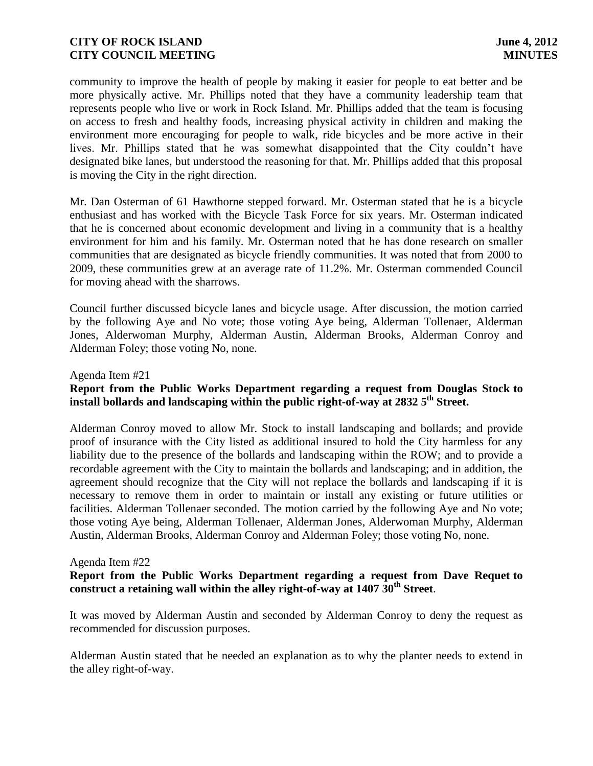community to improve the health of people by making it easier for people to eat better and be more physically active. Mr. Phillips noted that they have a community leadership team that represents people who live or work in Rock Island. Mr. Phillips added that the team is focusing on access to fresh and healthy foods, increasing physical activity in children and making the environment more encouraging for people to walk, ride bicycles and be more active in their lives. Mr. Phillips stated that he was somewhat disappointed that the City couldn't have designated bike lanes, but understood the reasoning for that. Mr. Phillips added that this proposal is moving the City in the right direction.

Mr. Dan Osterman of 61 Hawthorne stepped forward. Mr. Osterman stated that he is a bicycle enthusiast and has worked with the Bicycle Task Force for six years. Mr. Osterman indicated that he is concerned about economic development and living in a community that is a healthy environment for him and his family. Mr. Osterman noted that he has done research on smaller communities that are designated as bicycle friendly communities. It was noted that from 2000 to 2009, these communities grew at an average rate of 11.2%. Mr. Osterman commended Council for moving ahead with the sharrows.

Council further discussed bicycle lanes and bicycle usage. After discussion, the motion carried by the following Aye and No vote; those voting Aye being, Alderman Tollenaer, Alderman Jones, Alderwoman Murphy, Alderman Austin, Alderman Brooks, Alderman Conroy and Alderman Foley; those voting No, none.

Agenda Item #21

**Report from the Public Works Department regarding a request from Douglas Stock to install bollards and landscaping within the public right-of-way at 2832 5th Street.**

Alderman Conroy moved to allow Mr. Stock to install landscaping and bollards; and provide proof of insurance with the City listed as additional insured to hold the City harmless for any liability due to the presence of the bollards and landscaping within the ROW; and to provide a recordable agreement with the City to maintain the bollards and landscaping; and in addition, the agreement should recognize that the City will not replace the bollards and landscaping if it is necessary to remove them in order to maintain or install any existing or future utilities or facilities. Alderman Tollenaer seconded. The motion carried by the following Aye and No vote; those voting Aye being, Alderman Tollenaer, Alderman Jones, Alderwoman Murphy, Alderman Austin, Alderman Brooks, Alderman Conroy and Alderman Foley; those voting No, none.

Agenda Item #22

**Report from the Public Works Department regarding a request from Dave Requet to construct a retaining wall within the alley right-of-way at 1407 30th Street**.

It was moved by Alderman Austin and seconded by Alderman Conroy to deny the request as recommended for discussion purposes.

Alderman Austin stated that he needed an explanation as to why the planter needs to extend in the alley right-of-way.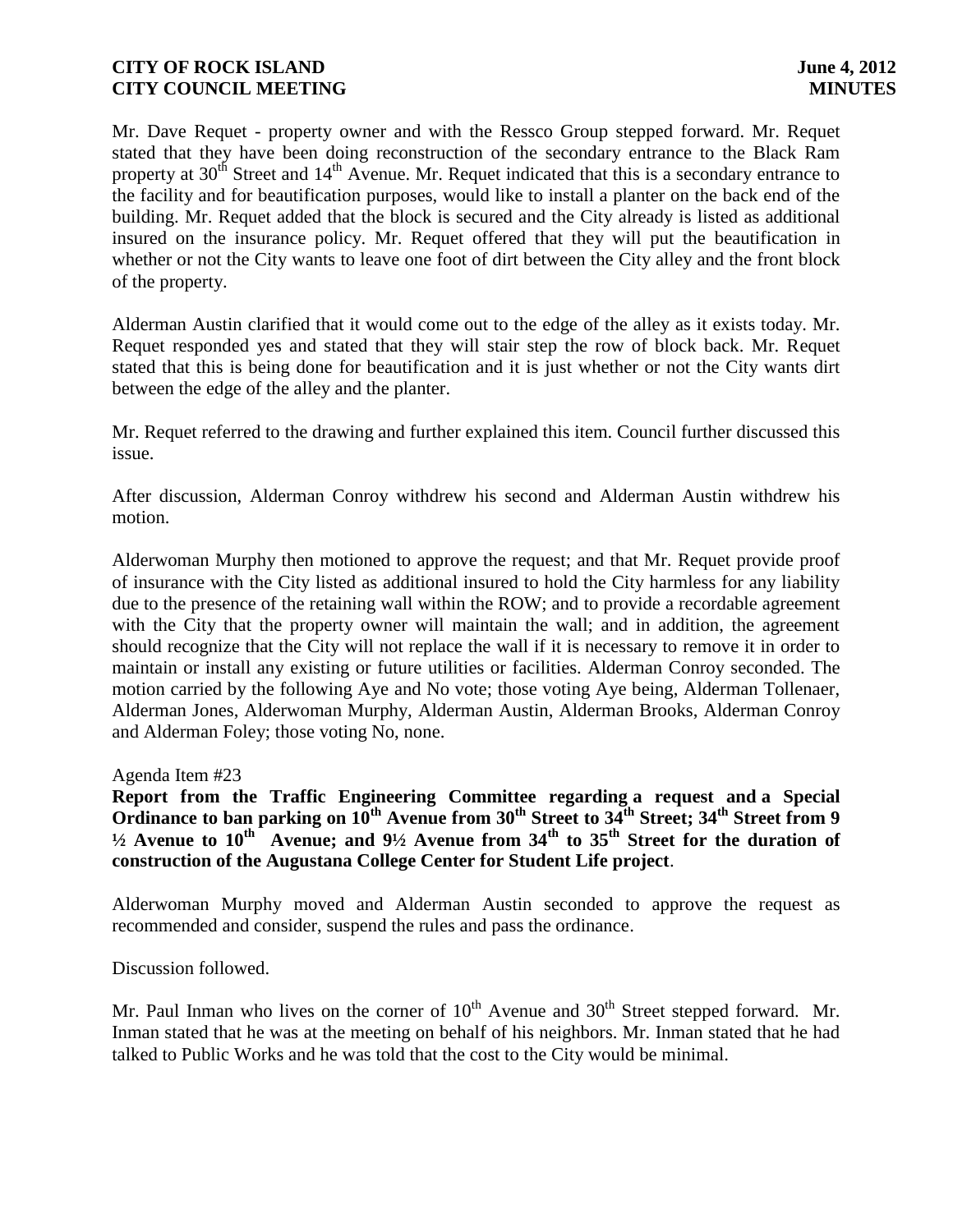Mr. Dave Requet - property owner and with the Ressco Group stepped forward. Mr. Requet stated that they have been doing reconstruction of the secondary entrance to the Black Ram property at 30th Street and 14th Avenue. Mr. Requet indicated that this is a secondary entrance to the facility and for beautification purposes, would like to install a planter on the back end of the building. Mr. Requet added that the block is secured and the City already is listed as additional insured on the insurance policy. Mr. Requet offered that they will put the beautification in whether or not the City wants to leave one foot of dirt between the City alley and the front block of the property.

Alderman Austin clarified that it would come out to the edge of the alley as it exists today. Mr. Requet responded yes and stated that they will stair step the row of block back. Mr. Requet stated that this is being done for beautification and it is just whether or not the City wants dirt between the edge of the alley and the planter.

Mr. Requet referred to the drawing and further explained this item. Council further discussed this issue.

After discussion, Alderman Conroy withdrew his second and Alderman Austin withdrew his motion.

Alderwoman Murphy then motioned to approve the request; and that Mr. Requet provide proof of insurance with the City listed as additional insured to hold the City harmless for any liability due to the presence of the retaining wall within the ROW; and to provide a recordable agreement with the City that the property owner will maintain the wall; and in addition, the agreement should recognize that the City will not replace the wall if it is necessary to remove it in order to maintain or install any existing or future utilities or facilities. Alderman Conroy seconded. The motion carried by the following Aye and No vote; those voting Aye being, Alderman Tollenaer, Alderman Jones, Alderwoman Murphy, Alderman Austin, Alderman Brooks, Alderman Conroy and Alderman Foley; those voting No, none.

Agenda Item #23

**Report from the Traffic Engineering Committee regarding a request and a Special Ordinance to ban parking on 10th Avenue from 30th Street to 34th Street; 34th Street from 9 ½ Avenue to 10th Avenue; and 9½ Avenue from 34th to 35th Street for the duration of construction of the Augustana College Center for Student Life project**.

Alderwoman Murphy moved and Alderman Austin seconded to approve the request as recommended and consider, suspend the rules and pass the ordinance.

Discussion followed.

Mr. Paul Inman who lives on the corner of 10th Avenue and 30th Street stepped forward. Mr. Inman stated that he was at the meeting on behalf of his neighbors. Mr. Inman stated that he had talked to Public Works and he was told that the cost to the City would be minimal.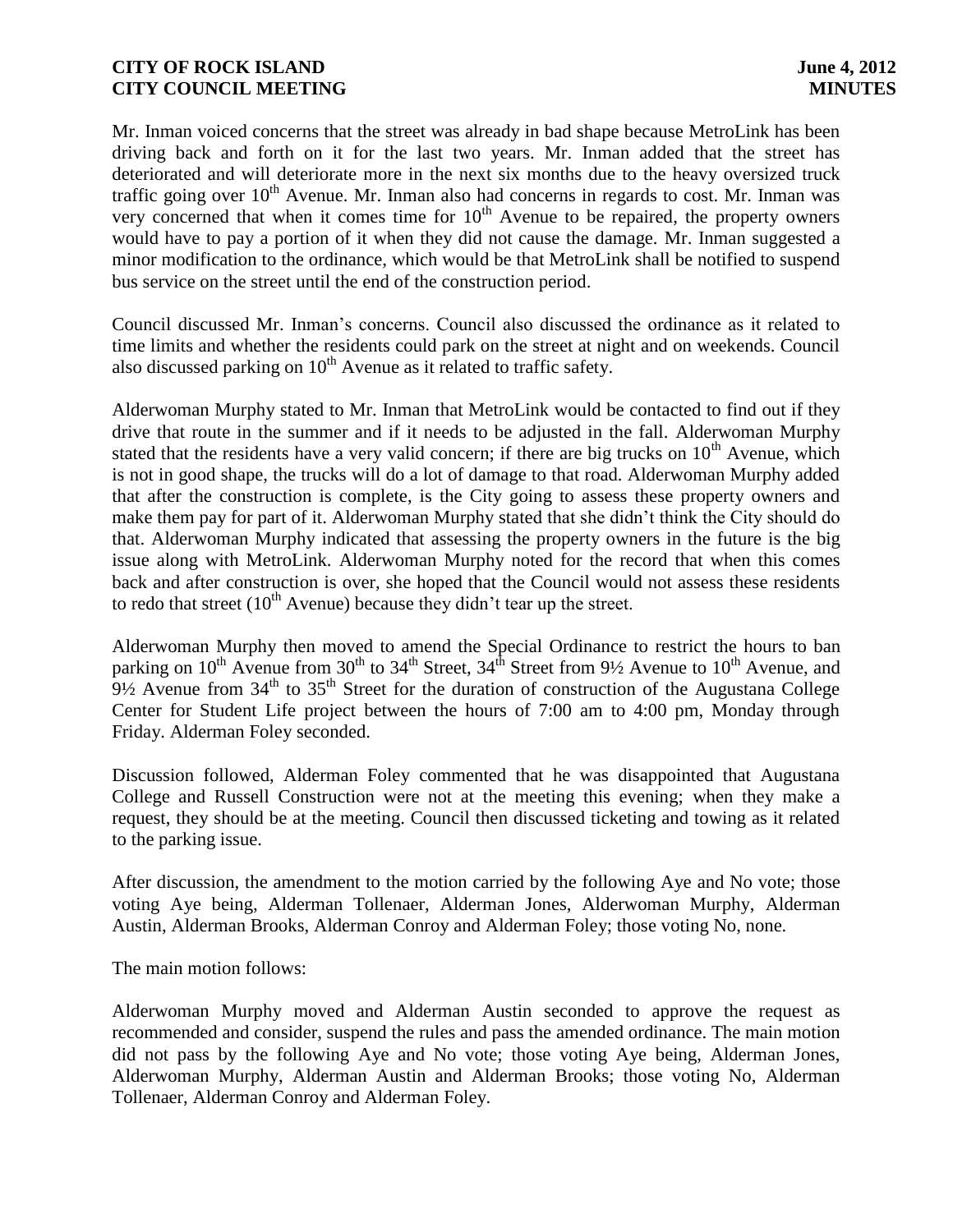Mr. Inman voiced concerns that the street was already in bad shape because MetroLink has been driving back and forth on it for the last two years. Mr. Inman added that the street has deteriorated and will deteriorate more in the next six months due to the heavy oversized truck traffic going over 10th Avenue. Mr. Inman also had concerns in regards to cost. Mr. Inman was very concerned that when it comes time for 10th Avenue to be repaired, the property owners would have to pay a portion of it when they did not cause the damage. Mr. Inman suggested a minor modification to the ordinance, which would be that MetroLink shall be notified to suspend bus service on the street until the end of the construction period.

Council discussed Mr. Inman's concerns. Council also discussed the ordinance as it related to time limits and whether the residents could park on the street at night and on weekends. Council also discussed parking on 10th Avenue as it related to traffic safety.

Alderwoman Murphy stated to Mr. Inman that MetroLink would be contacted to find out if they drive that route in the summer and if it needs to be adjusted in the fall. Alderwoman Murphy stated that the residents have a very valid concern; if there are big trucks on 10th Avenue, which is not in good shape, the trucks will do a lot of damage to that road. Alderwoman Murphy added that after the construction is complete, is the City going to assess these property owners and make them pay for part of it. Alderwoman Murphy stated that she didn't think the City should do that. Alderwoman Murphy indicated that assessing the property owners in the future is the big issue along with MetroLink. Alderwoman Murphy noted for the record that when this comes back and after construction is over, she hoped that the Council would not assess these residents to redo that street (10th Avenue) because they didn't tear up the street.

Alderwoman Murphy then moved to amend the Special Ordinance to restrict the hours to ban parking on 10th Avenue from 30th to 34th Street, 34th Street from 9½ Avenue to 10th Avenue, and 9½ Avenue from 34th to 35th Street for the duration of construction of the Augustana College Center for Student Life project between the hours of 7:00 am to 4:00 pm, Monday through Friday. Alderman Foley seconded.

Discussion followed, Alderman Foley commented that he was disappointed that Augustana College and Russell Construction were not at the meeting this evening; when they make a request, they should be at the meeting. Council then discussed ticketing and towing as it related to the parking issue.

After discussion, the amendment to the motion carried by the following Aye and No vote; those voting Aye being, Alderman Tollenaer, Alderman Jones, Alderwoman Murphy, Alderman Austin, Alderman Brooks, Alderman Conroy and Alderman Foley; those voting No, none.

The main motion follows:

Alderwoman Murphy moved and Alderman Austin seconded to approve the request as recommended and consider, suspend the rules and pass the amended ordinance. The main motion did not pass by the following Aye and No vote; those voting Aye being, Alderman Jones, Alderwoman Murphy, Alderman Austin and Alderman Brooks; those voting No, Alderman Tollenaer, Alderman Conroy and Alderman Foley.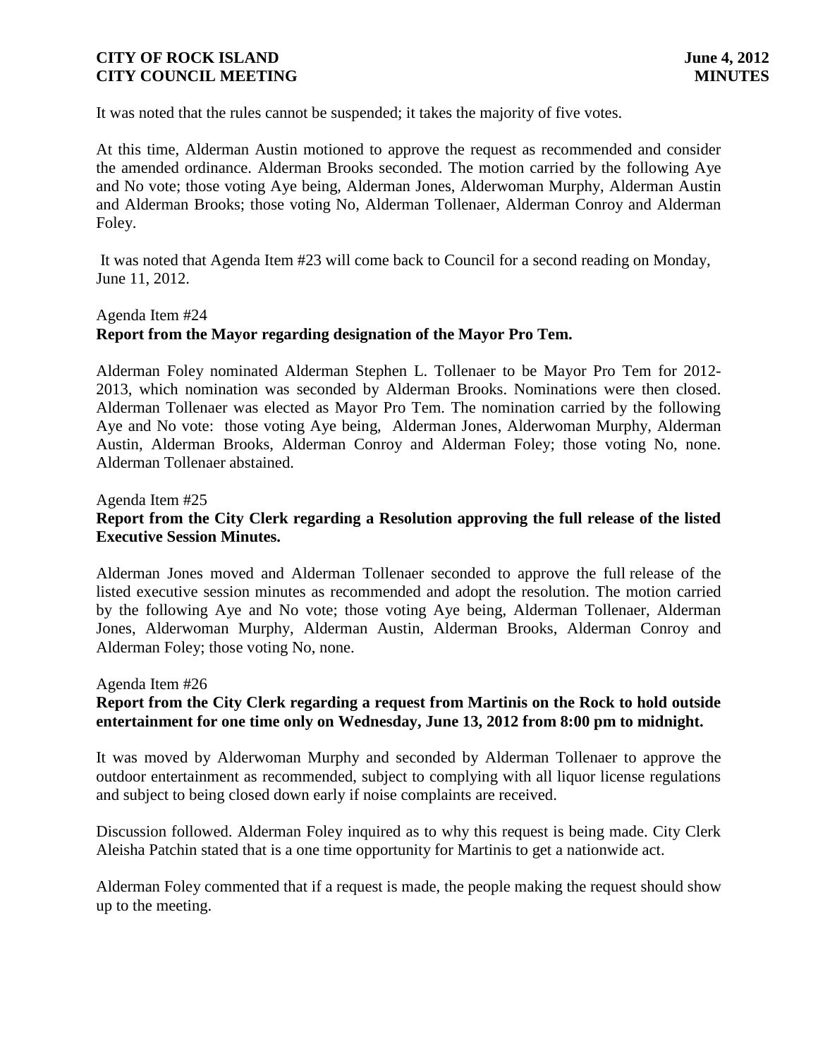It was noted that the rules cannot be suspended; it takes the majority of five votes.

At this time, Alderman Austin motioned to approve the request as recommended and consider the amended ordinance. Alderman Brooks seconded. The motion carried by the following Aye and No vote; those voting Aye being, Alderman Jones, Alderwoman Murphy, Alderman Austin and Alderman Brooks; those voting No, Alderman Tollenaer, Alderman Conroy and Alderman Foley.

It was noted that Agenda Item #23 will come back to Council for a second reading on Monday, June 11, 2012.

Agenda Item #24
**Report from the Mayor regarding designation of the Mayor Pro Tem.**

Alderman Foley nominated Alderman Stephen L. Tollenaer to be Mayor Pro Tem for 2012-2013, which nomination was seconded by Alderman Brooks. Nominations were then closed. Alderman Tollenaer was elected as Mayor Pro Tem. The nomination carried by the following Aye and No vote: those voting Aye being, Alderman Jones, Alderwoman Murphy, Alderman Austin, Alderman Brooks, Alderman Conroy and Alderman Foley; those voting No, none. Alderman Tollenaer abstained.

Agenda Item #25
**Report from the City Clerk regarding a Resolution approving the full release of the listed Executive Session Minutes.**

Alderman Jones moved and Alderman Tollenaer seconded to approve the full release of the listed executive session minutes as recommended and adopt the resolution. The motion carried by the following Aye and No vote; those voting Aye being, Alderman Tollenaer, Alderman Jones, Alderwoman Murphy, Alderman Austin, Alderman Brooks, Alderman Conroy and Alderman Foley; those voting No, none.

Agenda Item #26
**Report from the City Clerk regarding a request from Martinis on the Rock to hold outside entertainment for one time only on Wednesday, June 13, 2012 from 8:00 pm to midnight.**

It was moved by Alderwoman Murphy and seconded by Alderman Tollenaer to approve the outdoor entertainment as recommended, subject to complying with all liquor license regulations and subject to being closed down early if noise complaints are received.

Discussion followed. Alderman Foley inquired as to why this request is being made. City Clerk Aleisha Patchin stated that is a one time opportunity for Martinis to get a nationwide act.

Alderman Foley commented that if a request is made, the people making the request should show up to the meeting.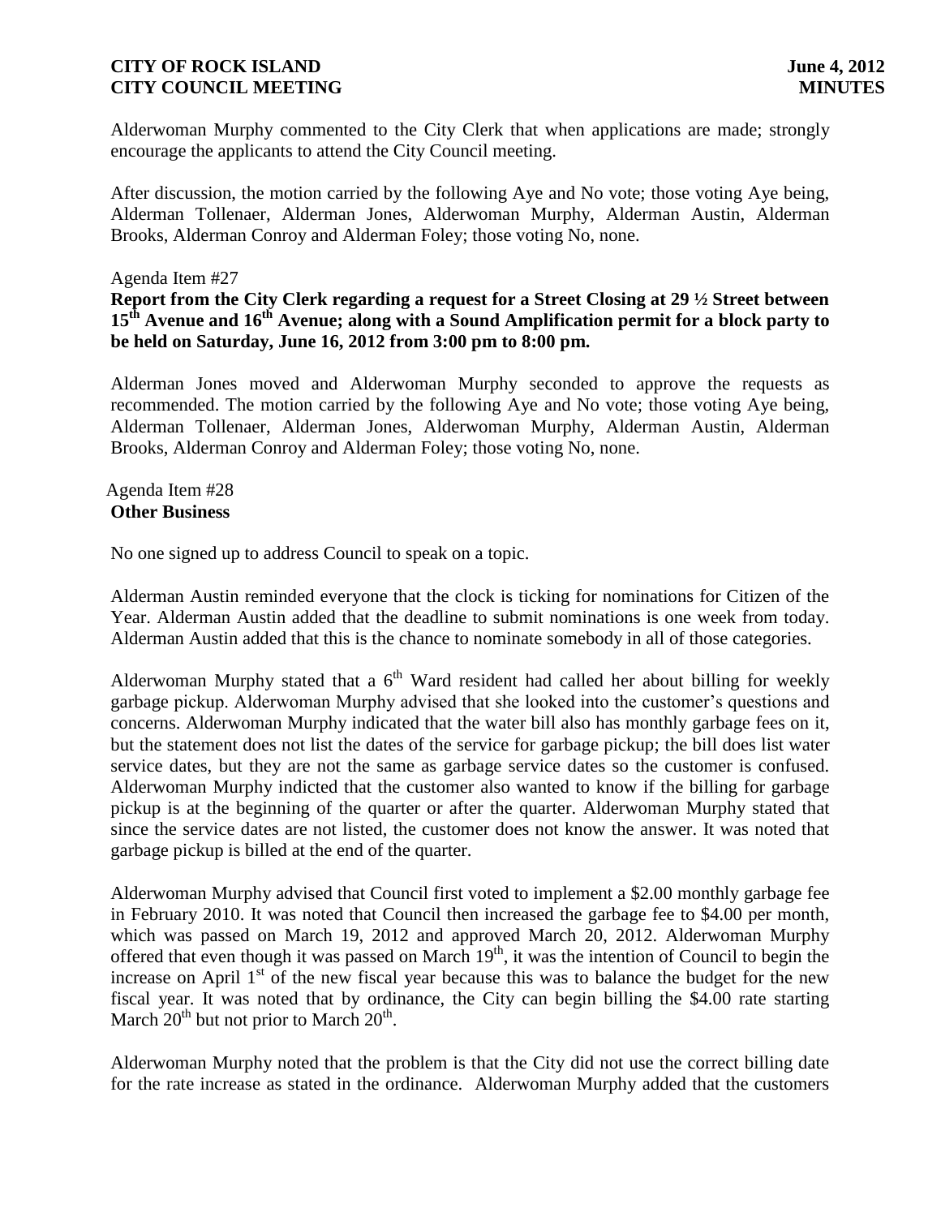Alderwoman Murphy commented to the City Clerk that when applications are made; strongly encourage the applicants to attend the City Council meeting.

After discussion, the motion carried by the following Aye and No vote; those voting Aye being, Alderman Tollenaer, Alderman Jones, Alderwoman Murphy, Alderman Austin, Alderman Brooks, Alderman Conroy and Alderman Foley; those voting No, none.

Agenda Item #27

**Report from the City Clerk regarding a request for a Street Closing at 29 ½ Street between 15th Avenue and 16th Avenue; along with a Sound Amplification permit for a block party to be held on Saturday, June 16, 2012 from 3:00 pm to 8:00 pm.**

Alderman Jones moved and Alderwoman Murphy seconded to approve the requests as recommended. The motion carried by the following Aye and No vote; those voting Aye being, Alderman Tollenaer, Alderman Jones, Alderwoman Murphy, Alderman Austin, Alderman Brooks, Alderman Conroy and Alderman Foley; those voting No, none.

Agenda Item #28

**Other Business**

No one signed up to address Council to speak on a topic.

Alderman Austin reminded everyone that the clock is ticking for nominations for Citizen of the Year. Alderman Austin added that the deadline to submit nominations is one week from today. Alderman Austin added that this is the chance to nominate somebody in all of those categories.

Alderwoman Murphy stated that a 6th Ward resident had called her about billing for weekly garbage pickup. Alderwoman Murphy advised that she looked into the customer's questions and concerns. Alderwoman Murphy indicated that the water bill also has monthly garbage fees on it, but the statement does not list the dates of the service for garbage pickup; the bill does list water service dates, but they are not the same as garbage service dates so the customer is confused. Alderwoman Murphy indicted that the customer also wanted to know if the billing for garbage pickup is at the beginning of the quarter or after the quarter. Alderwoman Murphy stated that since the service dates are not listed, the customer does not know the answer. It was noted that garbage pickup is billed at the end of the quarter.

Alderwoman Murphy advised that Council first voted to implement a $2.00 monthly garbage fee in February 2010. It was noted that Council then increased the garbage fee to $4.00 per month, which was passed on March 19, 2012 and approved March 20, 2012. Alderwoman Murphy offered that even though it was passed on March 19th, it was the intention of Council to begin the increase on April 1st of the new fiscal year because this was to balance the budget for the new fiscal year. It was noted that by ordinance, the City can begin billing the $4.00 rate starting March 20th but not prior to March 20th.

Alderwoman Murphy noted that the problem is that the City did not use the correct billing date for the rate increase as stated in the ordinance. Alderwoman Murphy added that the customers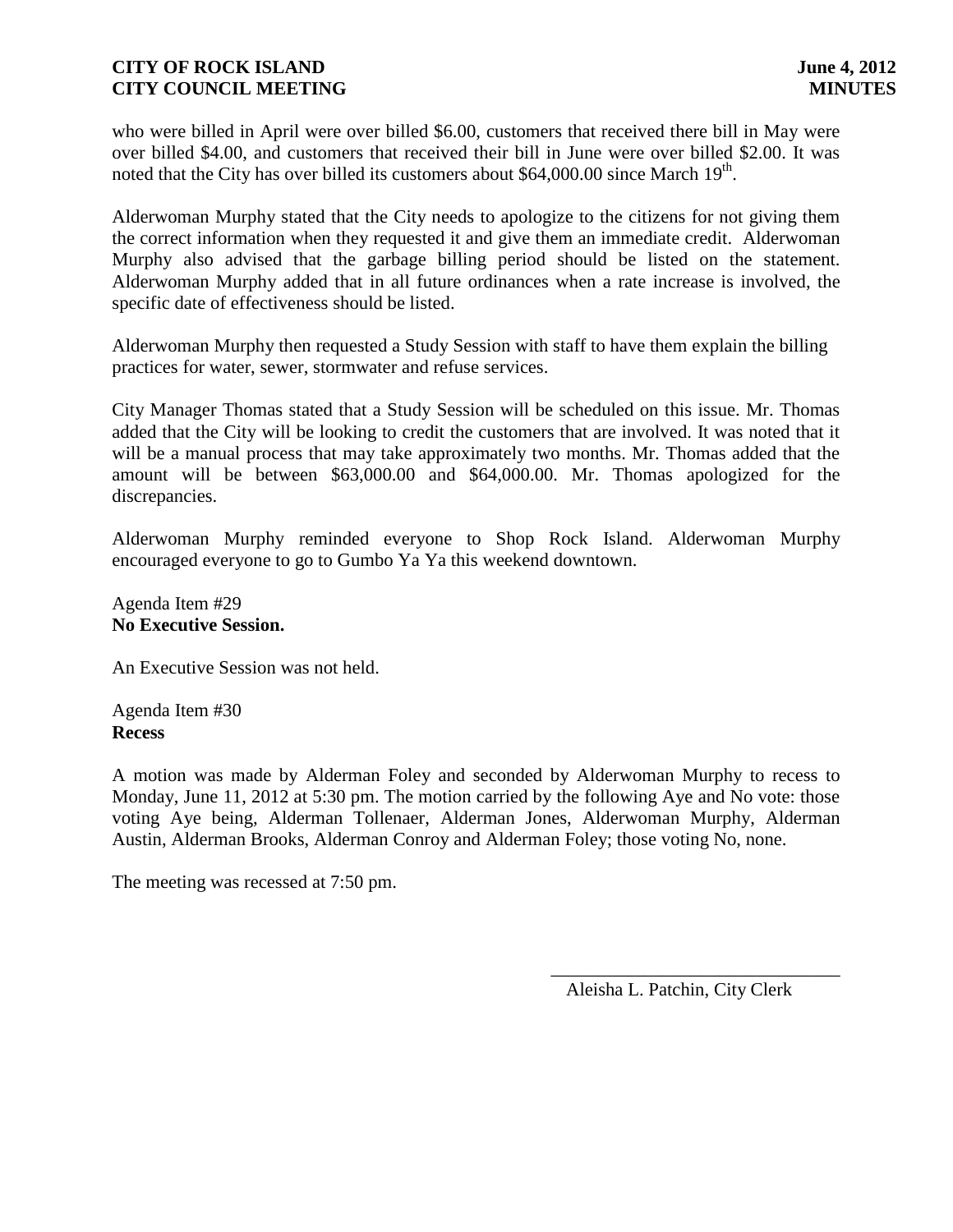who were billed in April were over billed $6.00, customers that received there bill in May were over billed $4.00, and customers that received their bill in June were over billed $2.00. It was noted that the City has over billed its customers about $64,000.00 since March 19th.

Alderwoman Murphy stated that the City needs to apologize to the citizens for not giving them the correct information when they requested it and give them an immediate credit. Alderwoman Murphy also advised that the garbage billing period should be listed on the statement. Alderwoman Murphy added that in all future ordinances when a rate increase is involved, the specific date of effectiveness should be listed.

Alderwoman Murphy then requested a Study Session with staff to have them explain the billing practices for water, sewer, stormwater and refuse services.

City Manager Thomas stated that a Study Session will be scheduled on this issue. Mr. Thomas added that the City will be looking to credit the customers that are involved. It was noted that it will be a manual process that may take approximately two months. Mr. Thomas added that the amount will be between $63,000.00 and $64,000.00. Mr. Thomas apologized for the discrepancies.

Alderwoman Murphy reminded everyone to Shop Rock Island. Alderwoman Murphy encouraged everyone to go to Gumbo Ya Ya this weekend downtown.

Agenda Item #29
**No Executive Session.**

An Executive Session was not held.

Agenda Item #30
**Recess**

A motion was made by Alderman Foley and seconded by Alderwoman Murphy to recess to Monday, June 11, 2012 at 5:30 pm. The motion carried by the following Aye and No vote: those voting Aye being, Alderman Tollenaer, Alderman Jones, Alderwoman Murphy, Alderman Austin, Alderman Brooks, Alderman Conroy and Alderman Foley; those voting No, none.

The meeting was recessed at 7:50 pm.

\_\_\_\_\_\_\_\_\_\_\_\_\_\_\_\_\_\_\_\_\_\_\_\_\_\_\_\_\_\_\_\_

Aleisha L. Patchin, City Clerk